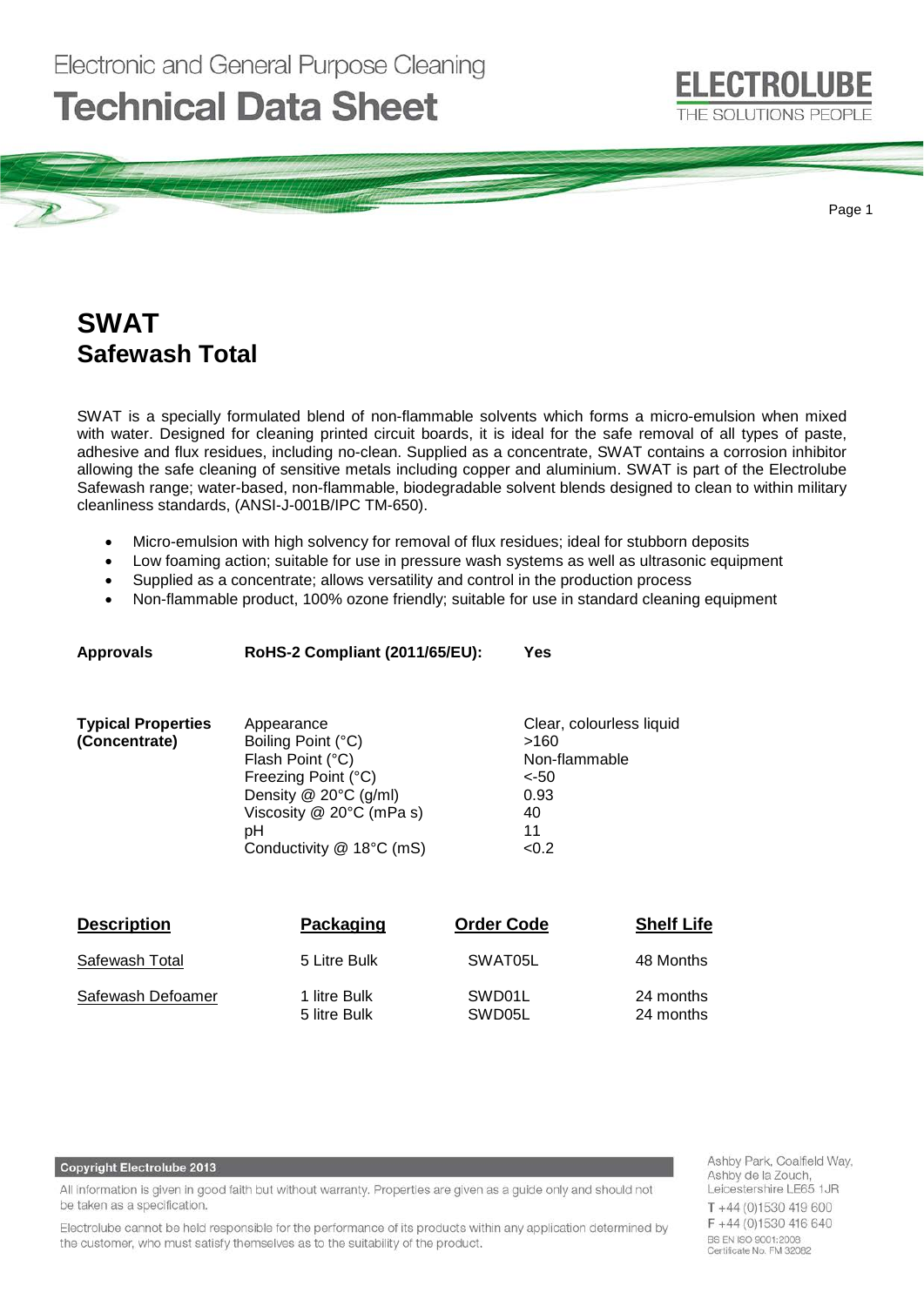Electronic and General Purpose Cleaning

# Technical Data Sheet

ELECTROLUBE
THE SOLUTIONS PEOPLE

## SWAT
## Safewash Total

SWAT is a specially formulated blend of non-flammable solvents which forms a micro-emulsion when mixed with water. Designed for cleaning printed circuit boards, it is ideal for the safe removal of all types of paste, adhesive and flux residues, including no-clean. Supplied as a concentrate, SWAT contains a corrosion inhibitor allowing the safe cleaning of sensitive metals including copper and aluminium. SWAT is part of the Electrolube Safewash range; water-based, non-flammable, biodegradable solvent blends designed to clean to within military cleanliness standards, (ANSI-J-001B/IPC TM-650).

- Micro-emulsion with high solvency for removal of flux residues; ideal for stubborn deposits
- Low foaming action; suitable for use in pressure wash systems as well as ultrasonic equipment
- Supplied as a concentrate; allows versatility and control in the production process
- Non-flammable product, 100% ozone friendly; suitable for use in standard cleaning equipment

**Approvals** — **RoHS-2 Compliant (2011/65/EU): Yes**

| **Typical Properties (Concentrate)** | | |
|---|---|---|
| | Appearance | Clear, colourless liquid |
| | Boiling Point (°C) | >160 |
| | Flash Point (°C) | Non-flammable |
| | Freezing Point (°C) | <-50 |
| | Density @ 20°C (g/ml) | 0.93 |
| | Viscosity @ 20°C (mPa s) | 40 |
| | pH | 11 |
| | Conductivity @ 18°C (mS) | <0.2 |

| Description | Packaging | Order Code | Shelf Life |
|---|---|---|---|
| Safewash Total | 5 Litre Bulk | SWAT05L | 48 Months |
| Safewash Defoamer | 1 litre Bulk | SWD01L | 24 months |
| | 5 litre Bulk | SWD05L | 24 months |

**Copyright Electrolube 2013**

All information is given in good faith but without warranty. Properties are given as a guide only and should not be taken as a specification.

Electrolube cannot be held responsible for the performance of its products within any application determined by the customer, who must satisfy themselves as to the suitability of the product.

Ashby Park, Coalfield Way,
Ashby de la Zouch,
Leicestershire LE65 1JR
T +44 (0)1530 419 600
F +44 (0)1530 416 640
BS EN ISO 9001:2008
Certificate No. FM 32082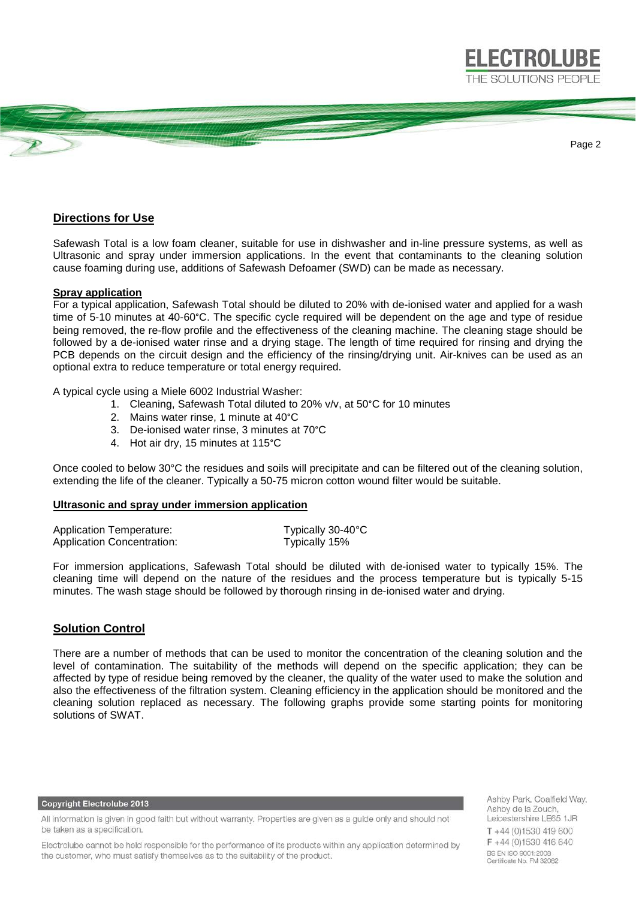## Directions for Use

Safewash Total is a low foam cleaner, suitable for use in dishwasher and in-line pressure systems, as well as Ultrasonic and spray under immersion applications. In the event that contaminants to the cleaning solution cause foaming during use, additions of Safewash Defoamer (SWD) can be made as necessary.

### Spray application

For a typical application, Safewash Total should be diluted to 20% with de-ionised water and applied for a wash time of 5-10 minutes at 40-60°C. The specific cycle required will be dependent on the age and type of residue being removed, the re-flow profile and the effectiveness of the cleaning machine. The cleaning stage should be followed by a de-ionised water rinse and a drying stage. The length of time required for rinsing and drying the PCB depends on the circuit design and the efficiency of the rinsing/drying unit. Air-knives can be used as an optional extra to reduce temperature or total energy required.

A typical cycle using a Miele 6002 Industrial Washer:

1. Cleaning, Safewash Total diluted to 20% v/v, at 50°C for 10 minutes
2. Mains water rinse, 1 minute at 40°C
3. De-ionised water rinse, 3 minutes at 70°C
4. Hot air dry, 15 minutes at 115°C

Once cooled to below 30°C the residues and soils will precipitate and can be filtered out of the cleaning solution, extending the life of the cleaner. Typically a 50-75 micron cotton wound filter would be suitable.

### Ultrasonic and spray under immersion application

| | |
|---|---|
| Application Temperature: | Typically 30-40°C |
| Application Concentration: | Typically 15% |

For immersion applications, Safewash Total should be diluted with de-ionised water to typically 15%. The cleaning time will depend on the nature of the residues and the process temperature but is typically 5-15 minutes. The wash stage should be followed by thorough rinsing in de-ionised water and drying.

## Solution Control

There are a number of methods that can be used to monitor the concentration of the cleaning solution and the level of contamination. The suitability of the methods will depend on the specific application; they can be affected by type of residue being removed by the cleaner, the quality of the water used to make the solution and also the effectiveness of the filtration system. Cleaning efficiency in the application should be monitored and the cleaning solution replaced as necessary. The following graphs provide some starting points for monitoring solutions of SWAT.

**Copyright Electrolube 2013**

All information is given in good faith but without warranty. Properties are given as a guide only and should not be taken as a specification.

Electrolube cannot be held responsible for the performance of its products within any application determined by the customer, who must satisfy themselves as to the suitability of the product.

Ashby Park, Coalfield Way, Ashby de la Zouch, Leicestershire LE65 1JR
T +44 (0)1530 419 600
F +44 (0)1530 416 640
BS EN ISO 9001:2008
Certificate No. FM 32082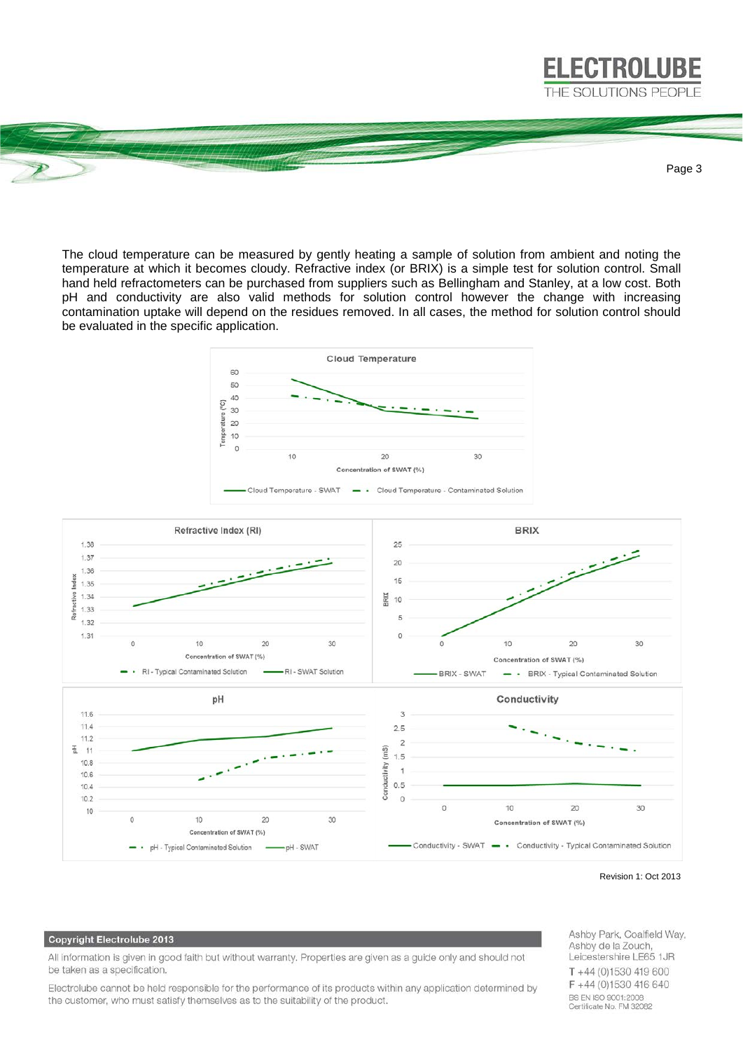The cloud temperature can be measured by gently heating a sample of solution from ambient and noting the temperature at which it becomes cloudy. Refractive index (or BRIX) is a simple test for solution control. Small hand held refractometers can be purchased from suppliers such as Bellingham and Stanley, at a low cost. Both pH and conductivity are also valid methods for solution control however the change with increasing contamination uptake will depend on the residues removed. In all cases, the method for solution control should be evaluated in the specific application.

Cloud Temperature

Temperature (°C)

60
50
40
30
20
10
0

10
20
30

Concentration of SWAT (%)

Cloud Temperature - SWAT
Cloud Temperature - Contaminated Solution

Refractive Index (RI)

Refractive Index

1.38
1.37
1.36
1.35
1.34
1.33
1.32
1.31

0
10
20
30

Concentration of SWAT (%)

RI - Typical Contaminated Solution
RI - SWAT Solution

BRIX

BRIX

25
20
15
10
5
0

0
10
20
30

Concentration of SWAT (%)

BRIX - SWAT
BRIX - Typical Contaminated Solution

pH

pH

11.6
11.4
11.2
11
10.8
10.6
10.4
10.2
10

0
10
20
30

Concentration of SWAT (%)

pH - Typical Contaminated Solution
pH - SWAT

Conductivity

Conductivity (mS)

3
2.5
2
1.5
1
0.5
0

0
10
20
30

Concentration of SWAT (%)

Conductivity - SWAT
Conductivity - Typical Contaminated Solution

Revision 1: Oct 2013

**Copyright Electrolube 2013**

All information is given in good faith but without warranty. Properties are given as a guide only and should not be taken as a specification.

Electrolube cannot be held responsible for the performance of its products within any application determined by the customer, who must satisfy themselves as to the suitability of the product.

Ashby Park, Coalfield Way,
Ashby de la Zouch,
Leicestershire LE65 1JR
T +44 (0)1530 419 600
F +44 (0)1530 416 640
BS EN ISO 9001:2008
Certificate No. FM 32082